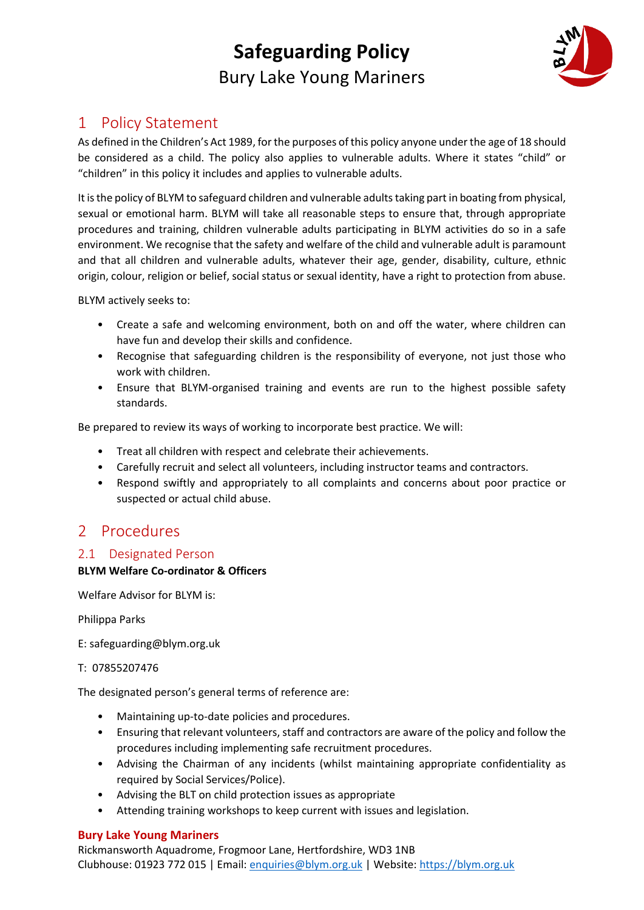# Safeguarding Policy

Bury Lake Young Mariners

## 1 Policy Statement

As defined in the Children's Act 1989, for the purposes of this policy anyone under the age of 18 should be considered as a child. The policy also applies to vulnerable adults. Where it states "child" or "children" in this policy it includes and applies to vulnerable adults.

It is the policy of BLYM to safeguard children and vulnerable adults taking part in boating from physical, sexual or emotional harm. BLYM will take all reasonable steps to ensure that, through appropriate procedures and training, children vulnerable adults participating in BLYM activities do so in a safe environment. We recognise that the safety and welfare of the child and vulnerable adult is paramount and that all children and vulnerable adults, whatever their age, gender, disability, culture, ethnic origin, colour, religion or belief, social status or sexual identity, have a right to protection from abuse.

BLYM actively seeks to:

- Create a safe and welcoming environment, both on and off the water, where children can have fun and develop their skills and confidence.
- Recognise that safeguarding children is the responsibility of everyone, not just those who work with children.
- Ensure that BLYM-organised training and events are run to the highest possible safety standards.

Be prepared to review its ways of working to incorporate best practice. We will:

- Treat all children with respect and celebrate their achievements.
- Carefully recruit and select all volunteers, including instructor teams and contractors.
- Respond swiftly and appropriately to all complaints and concerns about poor practice or suspected or actual child abuse.

## 2 Procedures

### 2.1 Designated Person

**BLYM Welfare Co-ordinator & Officers**

Welfare Advisor for BLYM is:

Philippa Parks

E: safeguarding@blym.org.uk

T: 07855207476

The designated person's general terms of reference are:

- Maintaining up-to-date policies and procedures.
- Ensuring that relevant volunteers, staff and contractors are aware of the policy and follow the procedures including implementing safe recruitment procedures.
- Advising the Chairman of any incidents (whilst maintaining appropriate confidentiality as required by Social Services/Police).
- Advising the BLT on child protection issues as appropriate
- Attending training workshops to keep current with issues and legislation.

**Bury Lake Young Mariners**
Rickmansworth Aquadrome, Frogmoor Lane, Hertfordshire, WD3 1NB
Clubhouse: 01923 772 015 | Email: enquiries@blym.org.uk | Website: https://blym.org.uk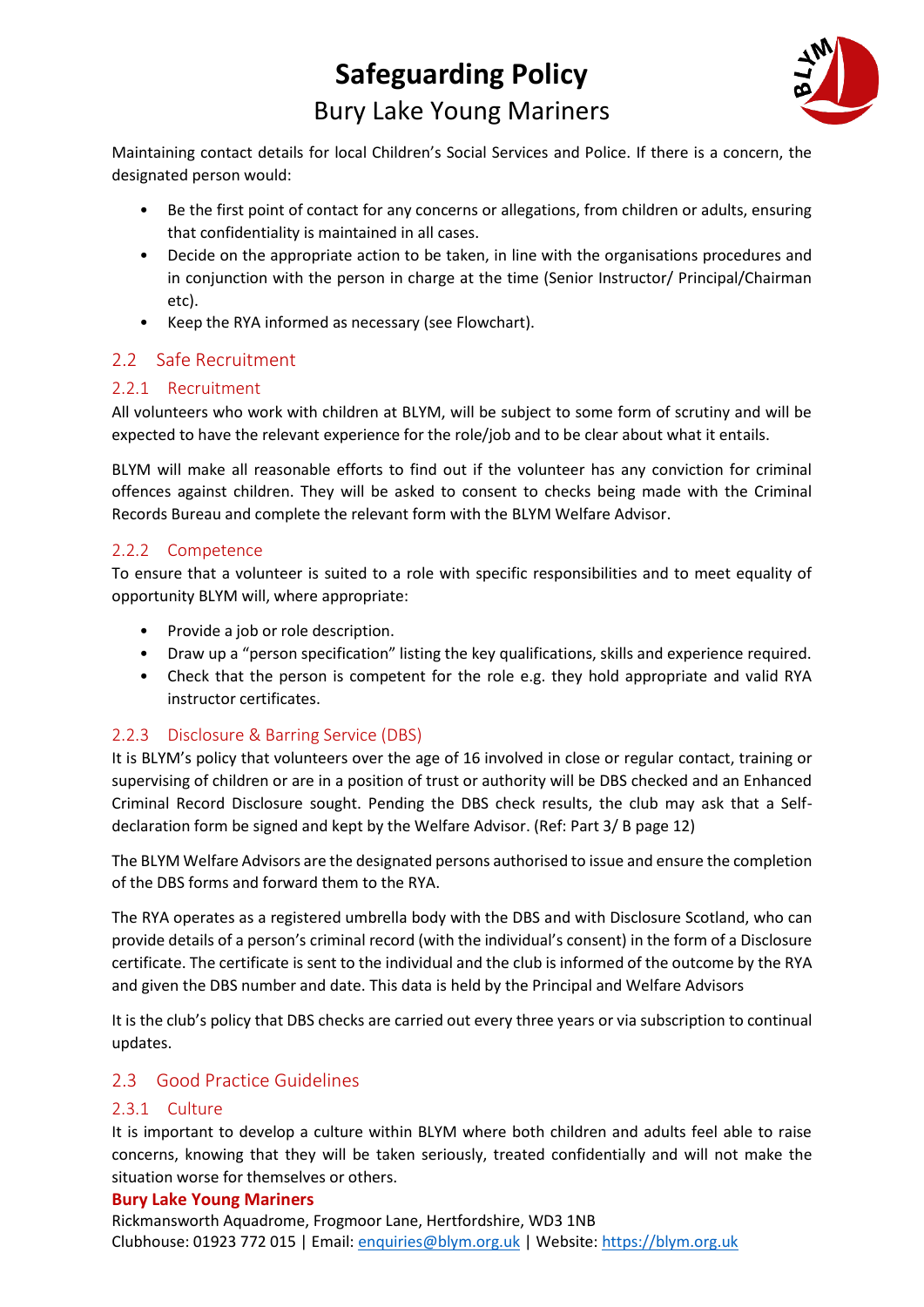Maintaining contact details for local Children's Social Services and Police. If there is a concern, the designated person would:

- Be the first point of contact for any concerns or allegations, from children or adults, ensuring that confidentiality is maintained in all cases.
- Decide on the appropriate action to be taken, in line with the organisations procedures and in conjunction with the person in charge at the time (Senior Instructor/ Principal/Chairman etc).
- Keep the RYA informed as necessary (see Flowchart).

## 2.2 Safe Recruitment

### 2.2.1 Recruitment

All volunteers who work with children at BLYM, will be subject to some form of scrutiny and will be expected to have the relevant experience for the role/job and to be clear about what it entails.

BLYM will make all reasonable efforts to find out if the volunteer has any conviction for criminal offences against children. They will be asked to consent to checks being made with the Criminal Records Bureau and complete the relevant form with the BLYM Welfare Advisor.

### 2.2.2 Competence

To ensure that a volunteer is suited to a role with specific responsibilities and to meet equality of opportunity BLYM will, where appropriate:

- Provide a job or role description.
- Draw up a "person specification" listing the key qualifications, skills and experience required.
- Check that the person is competent for the role e.g. they hold appropriate and valid RYA instructor certificates.

### 2.2.3 Disclosure & Barring Service (DBS)

It is BLYM's policy that volunteers over the age of 16 involved in close or regular contact, training or supervising of children or are in a position of trust or authority will be DBS checked and an Enhanced Criminal Record Disclosure sought. Pending the DBS check results, the club may ask that a Self-declaration form be signed and kept by the Welfare Advisor. (Ref: Part 3/ B page 12)

The BLYM Welfare Advisors are the designated persons authorised to issue and ensure the completion of the DBS forms and forward them to the RYA.

The RYA operates as a registered umbrella body with the DBS and with Disclosure Scotland, who can provide details of a person's criminal record (with the individual's consent) in the form of a Disclosure certificate. The certificate is sent to the individual and the club is informed of the outcome by the RYA and given the DBS number and date. This data is held by the Principal and Welfare Advisors

It is the club's policy that DBS checks are carried out every three years or via subscription to continual updates.

## 2.3 Good Practice Guidelines

### 2.3.1 Culture

It is important to develop a culture within BLYM where both children and adults feel able to raise concerns, knowing that they will be taken seriously, treated confidentially and will not make the situation worse for themselves or others.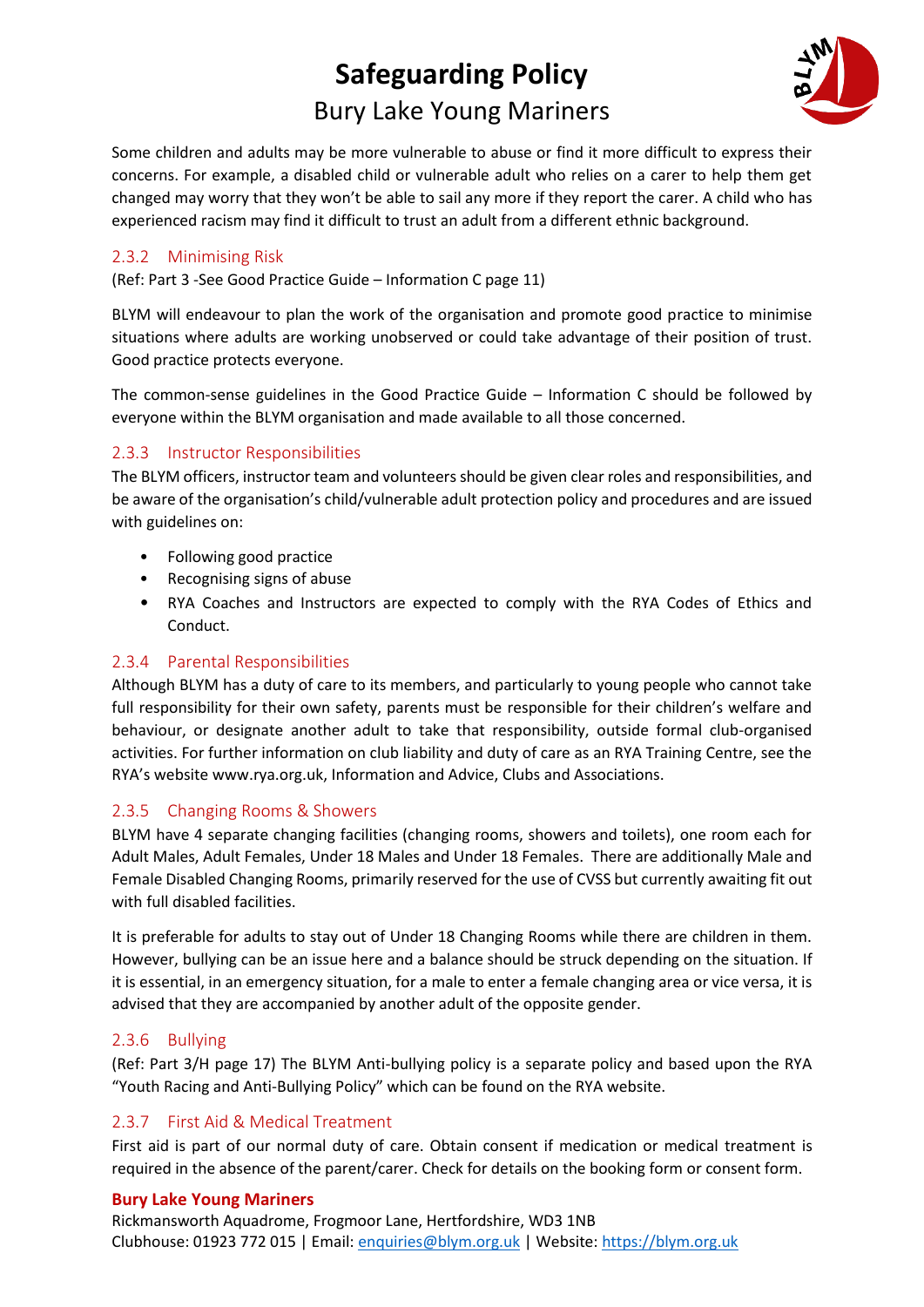Some children and adults may be more vulnerable to abuse or find it more difficult to express their concerns. For example, a disabled child or vulnerable adult who relies on a carer to help them get changed may worry that they won't be able to sail any more if they report the carer. A child who has experienced racism may find it difficult to trust an adult from a different ethnic background.

### 2.3.2 Minimising Risk

(Ref: Part 3 -See Good Practice Guide – Information C page 11)

BLYM will endeavour to plan the work of the organisation and promote good practice to minimise situations where adults are working unobserved or could take advantage of their position of trust. Good practice protects everyone.

The common-sense guidelines in the Good Practice Guide – Information C should be followed by everyone within the BLYM organisation and made available to all those concerned.

### 2.3.3 Instructor Responsibilities

The BLYM officers, instructor team and volunteers should be given clear roles and responsibilities, and be aware of the organisation's child/vulnerable adult protection policy and procedures and are issued with guidelines on:

- Following good practice
- Recognising signs of abuse
- RYA Coaches and Instructors are expected to comply with the RYA Codes of Ethics and Conduct.

### 2.3.4 Parental Responsibilities

Although BLYM has a duty of care to its members, and particularly to young people who cannot take full responsibility for their own safety, parents must be responsible for their children's welfare and behaviour, or designate another adult to take that responsibility, outside formal club-organised activities. For further information on club liability and duty of care as an RYA Training Centre, see the RYA's website www.rya.org.uk, Information and Advice, Clubs and Associations.

### 2.3.5 Changing Rooms & Showers

BLYM have 4 separate changing facilities (changing rooms, showers and toilets), one room each for Adult Males, Adult Females, Under 18 Males and Under 18 Females. There are additionally Male and Female Disabled Changing Rooms, primarily reserved for the use of CVSS but currently awaiting fit out with full disabled facilities.

It is preferable for adults to stay out of Under 18 Changing Rooms while there are children in them. However, bullying can be an issue here and a balance should be struck depending on the situation. If it is essential, in an emergency situation, for a male to enter a female changing area or vice versa, it is advised that they are accompanied by another adult of the opposite gender.

### 2.3.6 Bullying

(Ref: Part 3/H page 17) The BLYM Anti-bullying policy is a separate policy and based upon the RYA "Youth Racing and Anti-Bullying Policy" which can be found on the RYA website.

### 2.3.7 First Aid & Medical Treatment

First aid is part of our normal duty of care. Obtain consent if medication or medical treatment is required in the absence of the parent/carer. Check for details on the booking form or consent form.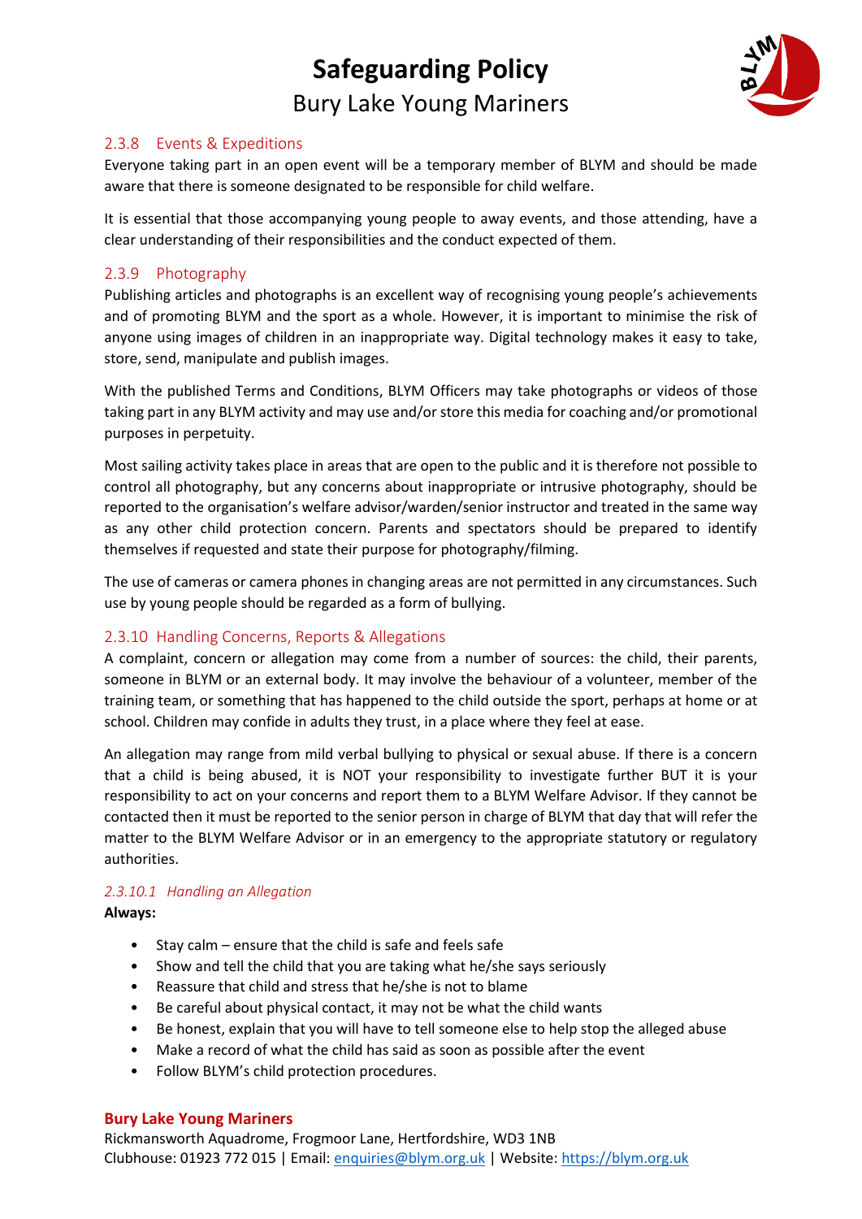### 2.3.8 Events & Expeditions

Everyone taking part in an open event will be a temporary member of BLYM and should be made aware that there is someone designated to be responsible for child welfare.

It is essential that those accompanying young people to away events, and those attending, have a clear understanding of their responsibilities and the conduct expected of them.

### 2.3.9 Photography

Publishing articles and photographs is an excellent way of recognising young people's achievements and of promoting BLYM and the sport as a whole. However, it is important to minimise the risk of anyone using images of children in an inappropriate way. Digital technology makes it easy to take, store, send, manipulate and publish images.

With the published Terms and Conditions, BLYM Officers may take photographs or videos of those taking part in any BLYM activity and may use and/or store this media for coaching and/or promotional purposes in perpetuity.

Most sailing activity takes place in areas that are open to the public and it is therefore not possible to control all photography, but any concerns about inappropriate or intrusive photography, should be reported to the organisation's welfare advisor/warden/senior instructor and treated in the same way as any other child protection concern. Parents and spectators should be prepared to identify themselves if requested and state their purpose for photography/filming.

The use of cameras or camera phones in changing areas are not permitted in any circumstances. Such use by young people should be regarded as a form of bullying.

### 2.3.10 Handling Concerns, Reports & Allegations

A complaint, concern or allegation may come from a number of sources: the child, their parents, someone in BLYM or an external body. It may involve the behaviour of a volunteer, member of the training team, or something that has happened to the child outside the sport, perhaps at home or at school. Children may confide in adults they trust, in a place where they feel at ease.

An allegation may range from mild verbal bullying to physical or sexual abuse. If there is a concern that a child is being abused, it is NOT your responsibility to investigate further BUT it is your responsibility to act on your concerns and report them to a BLYM Welfare Advisor. If they cannot be contacted then it must be reported to the senior person in charge of BLYM that day that will refer the matter to the BLYM Welfare Advisor or in an emergency to the appropriate statutory or regulatory authorities.

#### *2.3.10.1 Handling an Allegation*

**Always:**

- Stay calm – ensure that the child is safe and feels safe
- Show and tell the child that you are taking what he/she says seriously
- Reassure that child and stress that he/she is not to blame
- Be careful about physical contact, it may not be what the child wants
- Be honest, explain that you will have to tell someone else to help stop the alleged abuse
- Make a record of what the child has said as soon as possible after the event
- Follow BLYM's child protection procedures.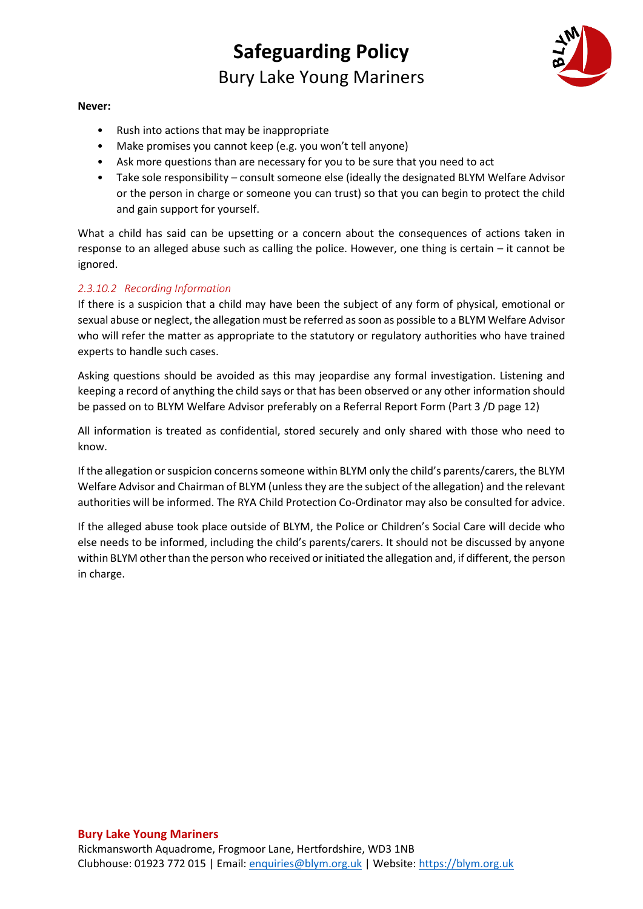**Never:**

- Rush into actions that may be inappropriate
- Make promises you cannot keep (e.g. you won't tell anyone)
- Ask more questions than are necessary for you to be sure that you need to act
- Take sole responsibility – consult someone else (ideally the designated BLYM Welfare Advisor or the person in charge or someone you can trust) so that you can begin to protect the child and gain support for yourself.

What a child has said can be upsetting or a concern about the consequences of actions taken in response to an alleged abuse such as calling the police. However, one thing is certain – it cannot be ignored.

#### *2.3.10.2 Recording Information*

If there is a suspicion that a child may have been the subject of any form of physical, emotional or sexual abuse or neglect, the allegation must be referred as soon as possible to a BLYM Welfare Advisor who will refer the matter as appropriate to the statutory or regulatory authorities who have trained experts to handle such cases.

Asking questions should be avoided as this may jeopardise any formal investigation. Listening and keeping a record of anything the child says or that has been observed or any other information should be passed on to BLYM Welfare Advisor preferably on a Referral Report Form (Part 3 /D page 12)

All information is treated as confidential, stored securely and only shared with those who need to know.

If the allegation or suspicion concerns someone within BLYM only the child's parents/carers, the BLYM Welfare Advisor and Chairman of BLYM (unless they are the subject of the allegation) and the relevant authorities will be informed. The RYA Child Protection Co-Ordinator may also be consulted for advice.

If the alleged abuse took place outside of BLYM, the Police or Children's Social Care will decide who else needs to be informed, including the child's parents/carers. It should not be discussed by anyone within BLYM other than the person who received or initiated the allegation and, if different, the person in charge.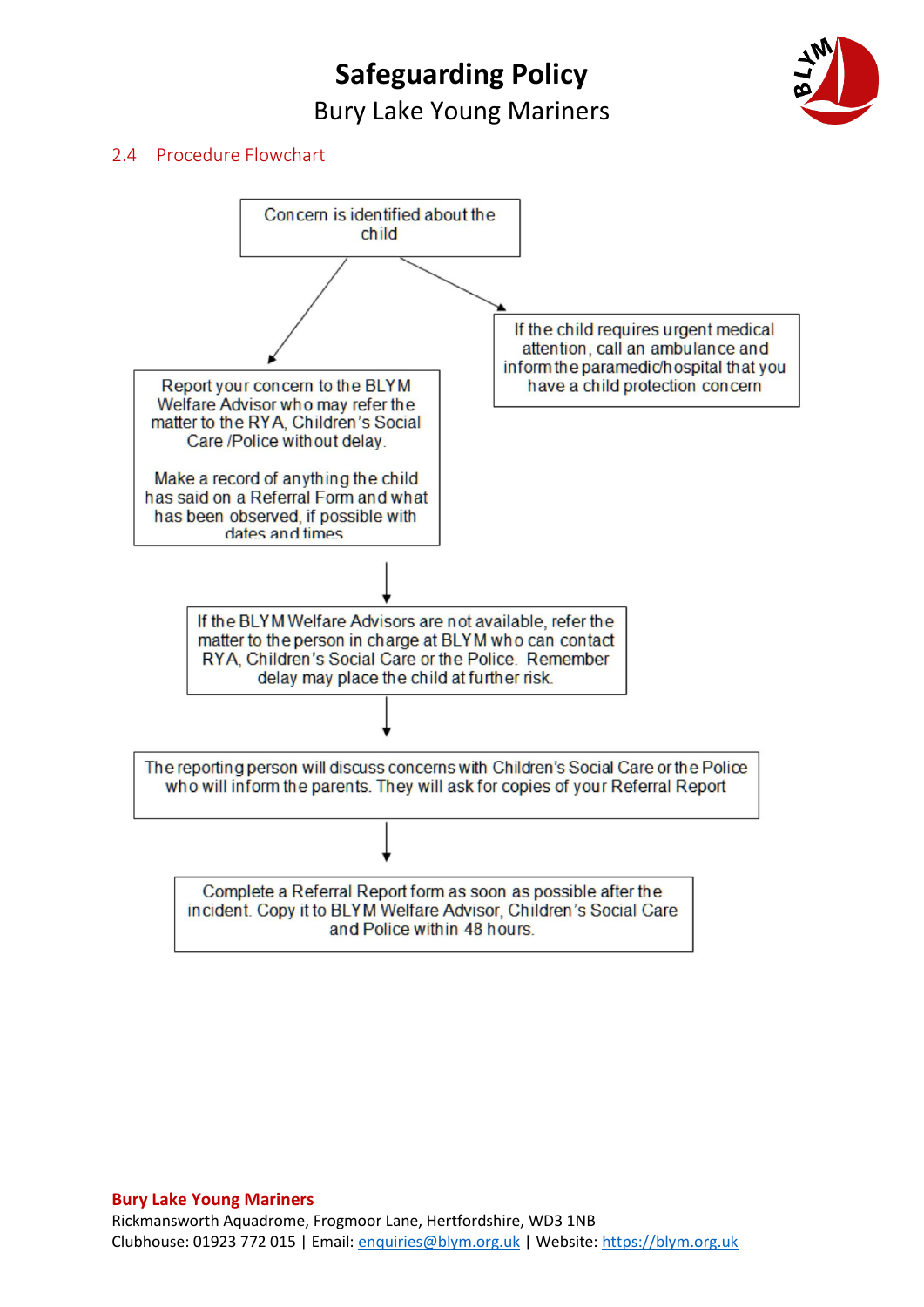## 2.4 Procedure Flowchart

Concern is identified about the child

If the child requires urgent medical attention, call an ambulance and inform the paramedic/hospital that you have a child protection concern

Report your concern to the BLYM Welfare Advisor who may refer the matter to the RYA, Children's Social Care /Police without delay.

Make a record of anything the child has said on a Referral Form and what has been observed, if possible with dates and times

↓

If the BLYM Welfare Advisors are not available, refer the matter to the person in charge at BLYM who can contact RYA, Children's Social Care or the Police. Remember delay may place the child at further risk.

↓

The reporting person will discuss concerns with Children's Social Care or the Police who will inform the parents. They will ask for copies of your Referral Report

↓

Complete a Referral Report form as soon as possible after the incident. Copy it to BLYM Welfare Advisor, Children's Social Care and Police within 48 hours.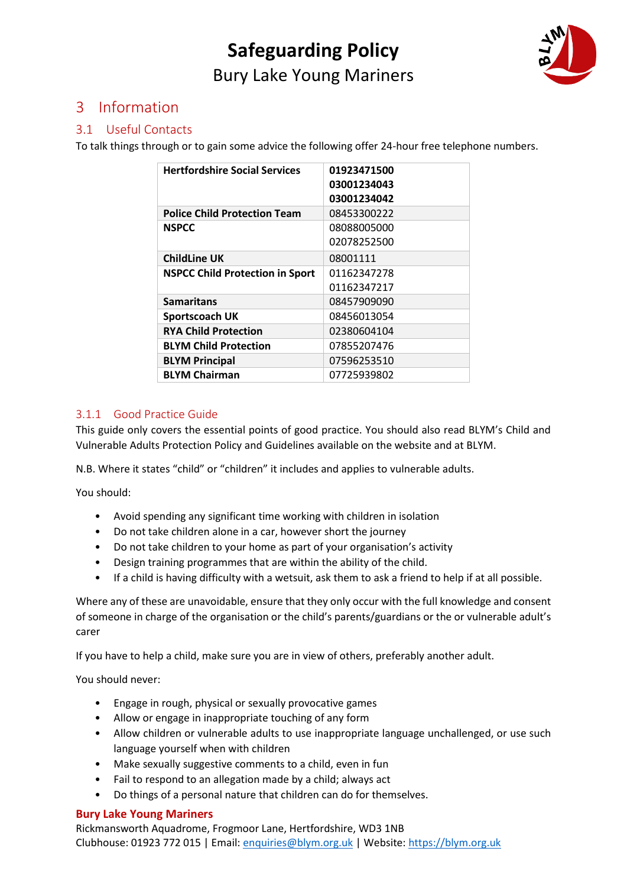## 3 Information

### 3.1 Useful Contacts

To talk things through or to gain some advice the following offer 24-hour free telephone numbers.

| | |
|---|---|
| **Hertfordshire Social Services** | **01923471500**<br>**03001234043**<br>**03001234042** |
| **Police Child Protection Team** | 08453300222 |
| **NSPCC** | 08088005000<br>02078252500 |
| **ChildLine UK** | 08001111 |
| **NSPCC Child Protection in Sport** | 01162347278<br>01162347217 |
| **Samaritans** | 08457909090 |
| **Sportscoach UK** | 08456013054 |
| **RYA Child Protection** | 02380604104 |
| **BLYM Child Protection** | 07855207476 |
| **BLYM Principal** | 07596253510 |
| **BLYM Chairman** | 07725939802 |

#### 3.1.1 Good Practice Guide

This guide only covers the essential points of good practice. You should also read BLYM's Child and Vulnerable Adults Protection Policy and Guidelines available on the website and at BLYM.

N.B. Where it states "child" or "children" it includes and applies to vulnerable adults.

You should:

- Avoid spending any significant time working with children in isolation
- Do not take children alone in a car, however short the journey
- Do not take children to your home as part of your organisation's activity
- Design training programmes that are within the ability of the child.
- If a child is having difficulty with a wetsuit, ask them to ask a friend to help if at all possible.

Where any of these are unavoidable, ensure that they only occur with the full knowledge and consent of someone in charge of the organisation or the child's parents/guardians or the or vulnerable adult's carer

If you have to help a child, make sure you are in view of others, preferably another adult.

You should never:

- Engage in rough, physical or sexually provocative games
- Allow or engage in inappropriate touching of any form
- Allow children or vulnerable adults to use inappropriate language unchallenged, or use such language yourself when with children
- Make sexually suggestive comments to a child, even in fun
- Fail to respond to an allegation made by a child; always act
- Do things of a personal nature that children can do for themselves.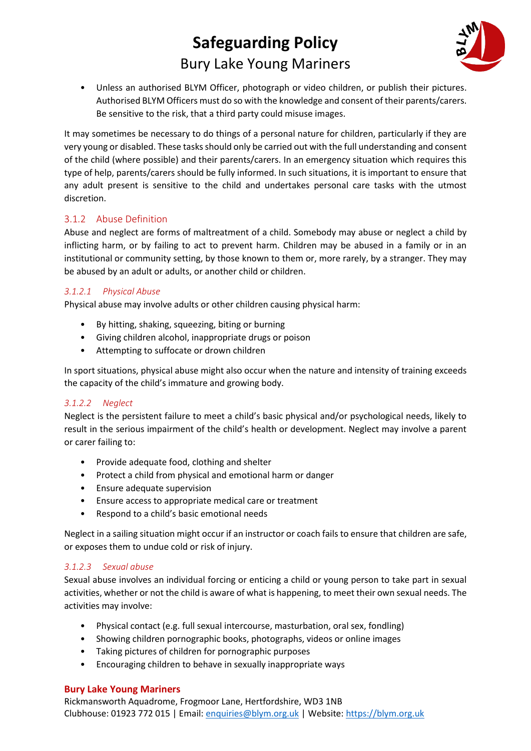- Unless an authorised BLYM Officer, photograph or video children, or publish their pictures. Authorised BLYM Officers must do so with the knowledge and consent of their parents/carers. Be sensitive to the risk, that a third party could misuse images.

It may sometimes be necessary to do things of a personal nature for children, particularly if they are very young or disabled. These tasks should only be carried out with the full understanding and consent of the child (where possible) and their parents/carers. In an emergency situation which requires this type of help, parents/carers should be fully informed. In such situations, it is important to ensure that any adult present is sensitive to the child and undertakes personal care tasks with the utmost discretion.

### 3.1.2 Abuse Definition

Abuse and neglect are forms of maltreatment of a child. Somebody may abuse or neglect a child by inflicting harm, or by failing to act to prevent harm. Children may be abused in a family or in an institutional or community setting, by those known to them or, more rarely, by a stranger. They may be abused by an adult or adults, or another child or children.

#### *3.1.2.1 Physical Abuse*

Physical abuse may involve adults or other children causing physical harm:

- By hitting, shaking, squeezing, biting or burning
- Giving children alcohol, inappropriate drugs or poison
- Attempting to suffocate or drown children

In sport situations, physical abuse might also occur when the nature and intensity of training exceeds the capacity of the child's immature and growing body.

#### *3.1.2.2 Neglect*

Neglect is the persistent failure to meet a child's basic physical and/or psychological needs, likely to result in the serious impairment of the child's health or development. Neglect may involve a parent or carer failing to:

- Provide adequate food, clothing and shelter
- Protect a child from physical and emotional harm or danger
- Ensure adequate supervision
- Ensure access to appropriate medical care or treatment
- Respond to a child's basic emotional needs

Neglect in a sailing situation might occur if an instructor or coach fails to ensure that children are safe, or exposes them to undue cold or risk of injury.

#### *3.1.2.3 Sexual abuse*

Sexual abuse involves an individual forcing or enticing a child or young person to take part in sexual activities, whether or not the child is aware of what is happening, to meet their own sexual needs. The activities may involve:

- Physical contact (e.g. full sexual intercourse, masturbation, oral sex, fondling)
- Showing children pornographic books, photographs, videos or online images
- Taking pictures of children for pornographic purposes
- Encouraging children to behave in sexually inappropriate ways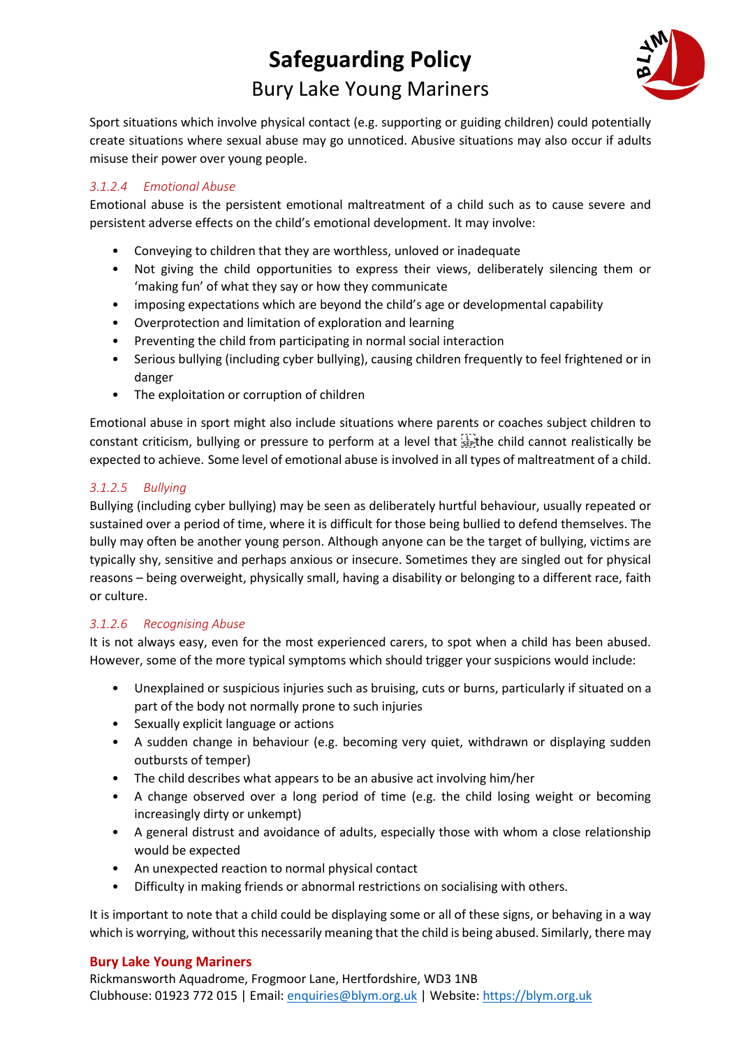Sport situations which involve physical contact (e.g. supporting or guiding children) could potentially create situations where sexual abuse may go unnoticed. Abusive situations may also occur if adults misuse their power over young people.

#### *3.1.2.4 Emotional Abuse*

Emotional abuse is the persistent emotional maltreatment of a child such as to cause severe and persistent adverse effects on the child's emotional development. It may involve:

- Conveying to children that they are worthless, unloved or inadequate
- Not giving the child opportunities to express their views, deliberately silencing them or 'making fun' of what they say or how they communicate
- imposing expectations which are beyond the child's age or developmental capability
- Overprotection and limitation of exploration and learning
- Preventing the child from participating in normal social interaction
- Serious bullying (including cyber bullying), causing children frequently to feel frightened or in danger
- The exploitation or corruption of children

Emotional abuse in sport might also include situations where parents or coaches subject children to constant criticism, bullying or pressure to perform at a level that the child cannot realistically be expected to achieve. Some level of emotional abuse is involved in all types of maltreatment of a child.

#### *3.1.2.5 Bullying*

Bullying (including cyber bullying) may be seen as deliberately hurtful behaviour, usually repeated or sustained over a period of time, where it is difficult for those being bullied to defend themselves. The bully may often be another young person. Although anyone can be the target of bullying, victims are typically shy, sensitive and perhaps anxious or insecure. Sometimes they are singled out for physical reasons – being overweight, physically small, having a disability or belonging to a different race, faith or culture.

#### *3.1.2.6 Recognising Abuse*

It is not always easy, even for the most experienced carers, to spot when a child has been abused. However, some of the more typical symptoms which should trigger your suspicions would include:

- Unexplained or suspicious injuries such as bruising, cuts or burns, particularly if situated on a part of the body not normally prone to such injuries
- Sexually explicit language or actions
- A sudden change in behaviour (e.g. becoming very quiet, withdrawn or displaying sudden outbursts of temper)
- The child describes what appears to be an abusive act involving him/her
- A change observed over a long period of time (e.g. the child losing weight or becoming increasingly dirty or unkempt)
- A general distrust and avoidance of adults, especially those with whom a close relationship would be expected
- An unexpected reaction to normal physical contact
- Difficulty in making friends or abnormal restrictions on socialising with others.

It is important to note that a child could be displaying some or all of these signs, or behaving in a way which is worrying, without this necessarily meaning that the child is being abused. Similarly, there may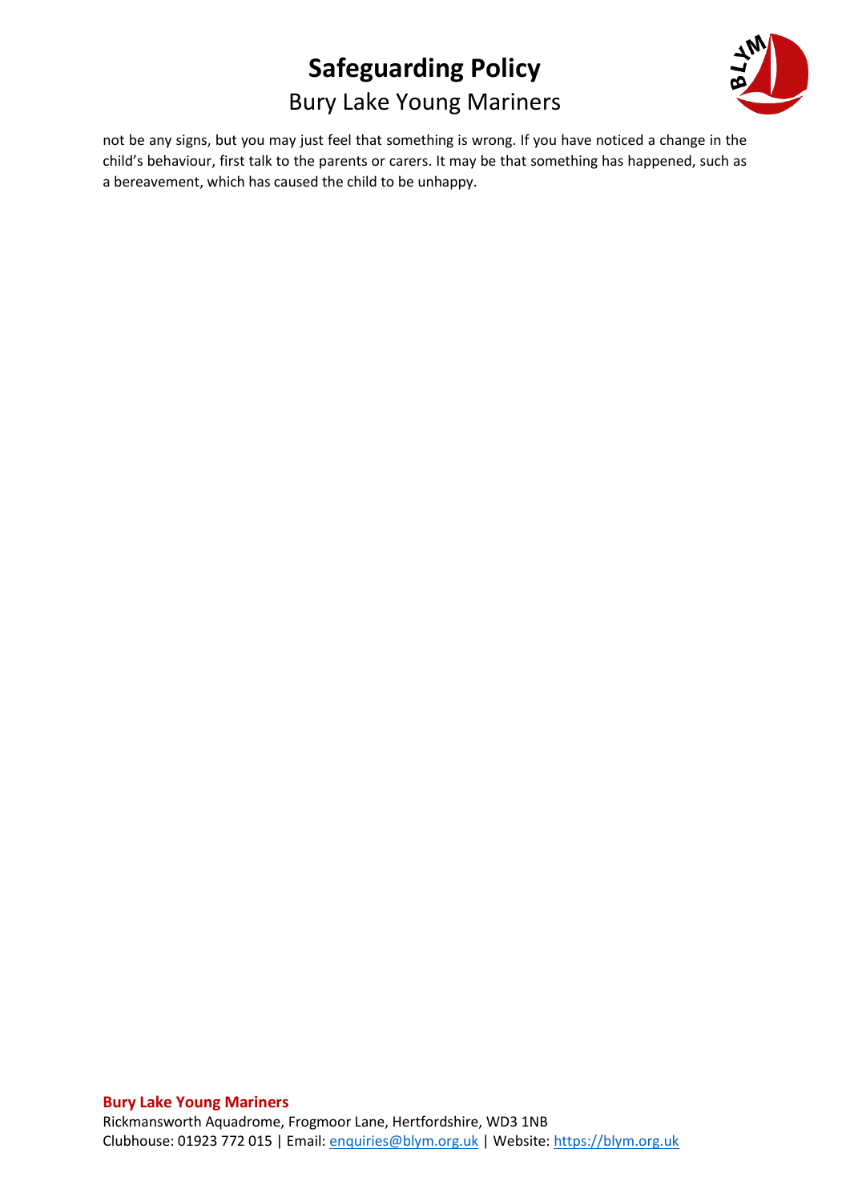not be any signs, but you may just feel that something is wrong. If you have noticed a change in the child's behaviour, first talk to the parents or carers. It may be that something has happened, such as a bereavement, which has caused the child to be unhappy.